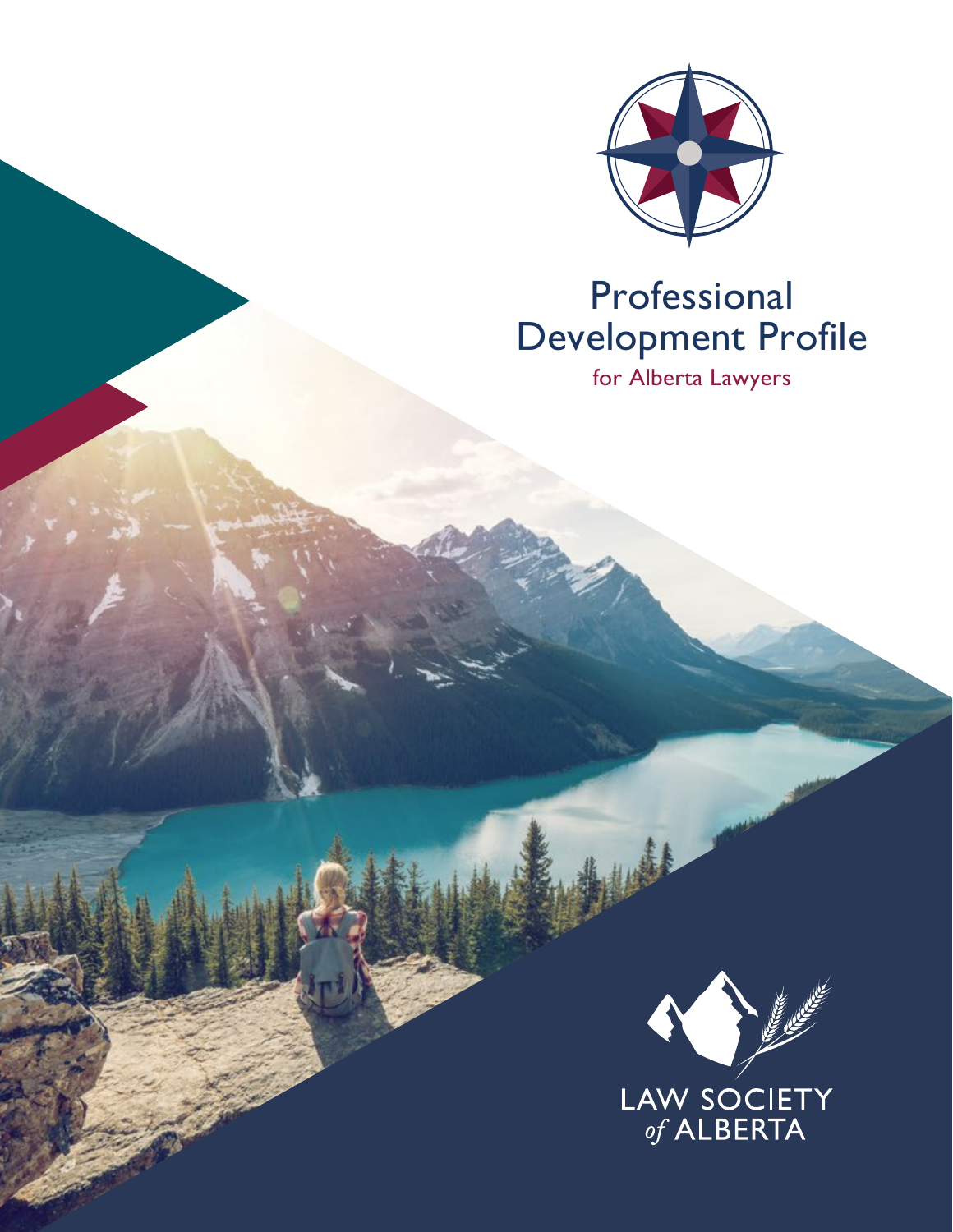# Professional Development Profile

for Alberta Lawyers

LAW SOCIETY *of* ALBERTA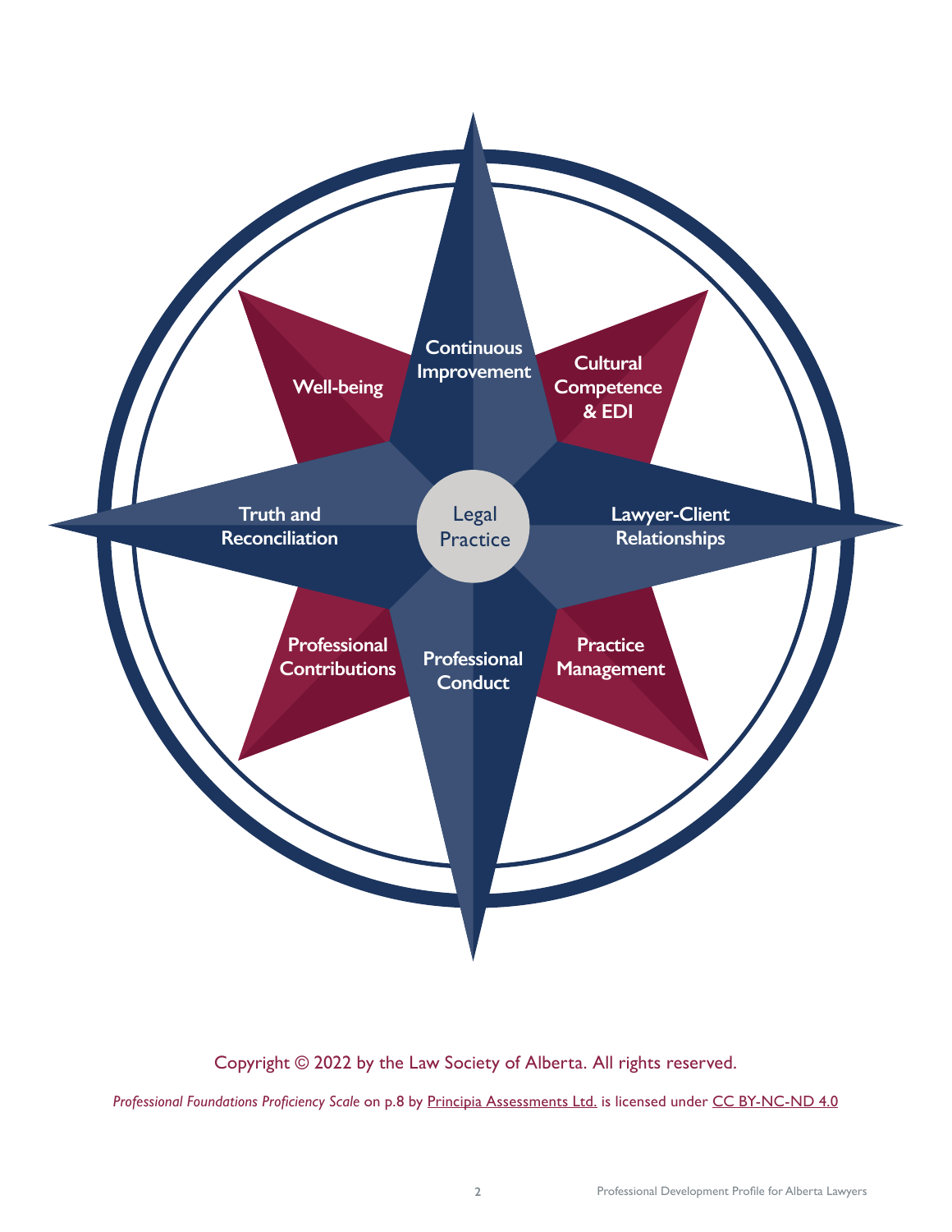Legal Practice

Continuous Improvement

Cultural Competence & EDI

Lawyer-Client Relationships

Practice Management

Professional Conduct

Professional Contributions

Truth and Reconciliation

Well-being

Copyright © 2022 by the Law Society of Alberta. All rights reserved.

*Professional Foundations Proficiency Scale* on p.8 by Principia Assessments Ltd. is licensed under CC BY-NC-ND 4.0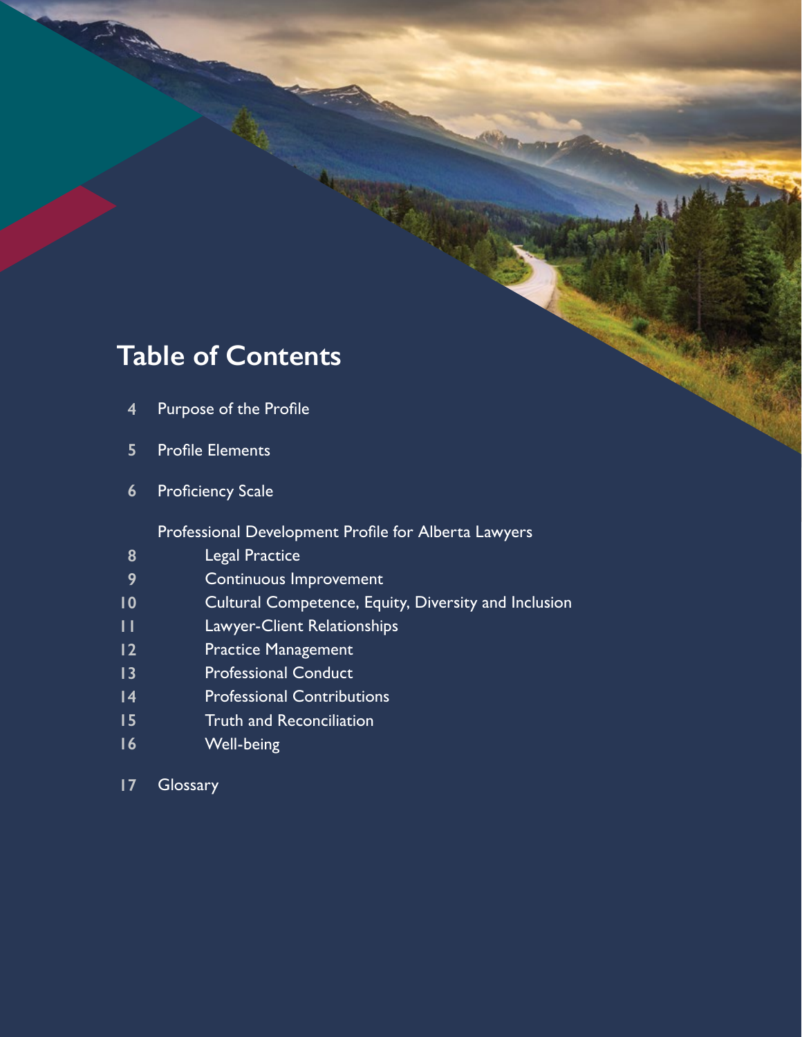# Table of Contents

- 4 Purpose of the Profile
- 5 Profile Elements
- 6 Proficiency Scale
- Professional Development Profile for Alberta Lawyers
  - 8 Legal Practice
  - 9 Continuous Improvement
  - 10 Cultural Competence, Equity, Diversity and Inclusion
  - 11 Lawyer-Client Relationships
  - 12 Practice Management
  - 13 Professional Conduct
  - 14 Professional Contributions
  - 15 Truth and Reconciliation
  - 16 Well-being
- 17 Glossary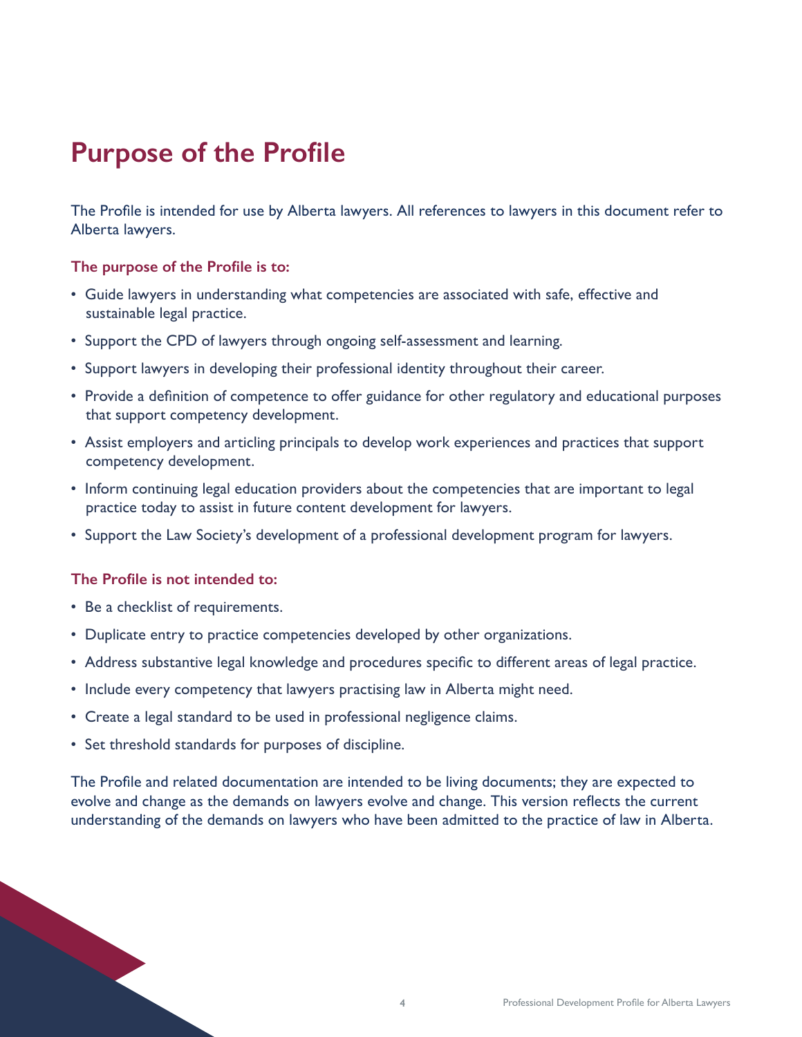# Purpose of the Profile

The Profile is intended for use by Alberta lawyers. All references to lawyers in this document refer to Alberta lawyers.

**The purpose of the Profile is to:**

- Guide lawyers in understanding what competencies are associated with safe, effective and sustainable legal practice.
- Support the CPD of lawyers through ongoing self-assessment and learning.
- Support lawyers in developing their professional identity throughout their career.
- Provide a definition of competence to offer guidance for other regulatory and educational purposes that support competency development.
- Assist employers and articling principals to develop work experiences and practices that support competency development.
- Inform continuing legal education providers about the competencies that are important to legal practice today to assist in future content development for lawyers.
- Support the Law Society's development of a professional development program for lawyers.

**The Profile is not intended to:**

- Be a checklist of requirements.
- Duplicate entry to practice competencies developed by other organizations.
- Address substantive legal knowledge and procedures specific to different areas of legal practice.
- Include every competency that lawyers practising law in Alberta might need.
- Create a legal standard to be used in professional negligence claims.
- Set threshold standards for purposes of discipline.

The Profile and related documentation are intended to be living documents; they are expected to evolve and change as the demands on lawyers evolve and change. This version reflects the current understanding of the demands on lawyers who have been admitted to the practice of law in Alberta.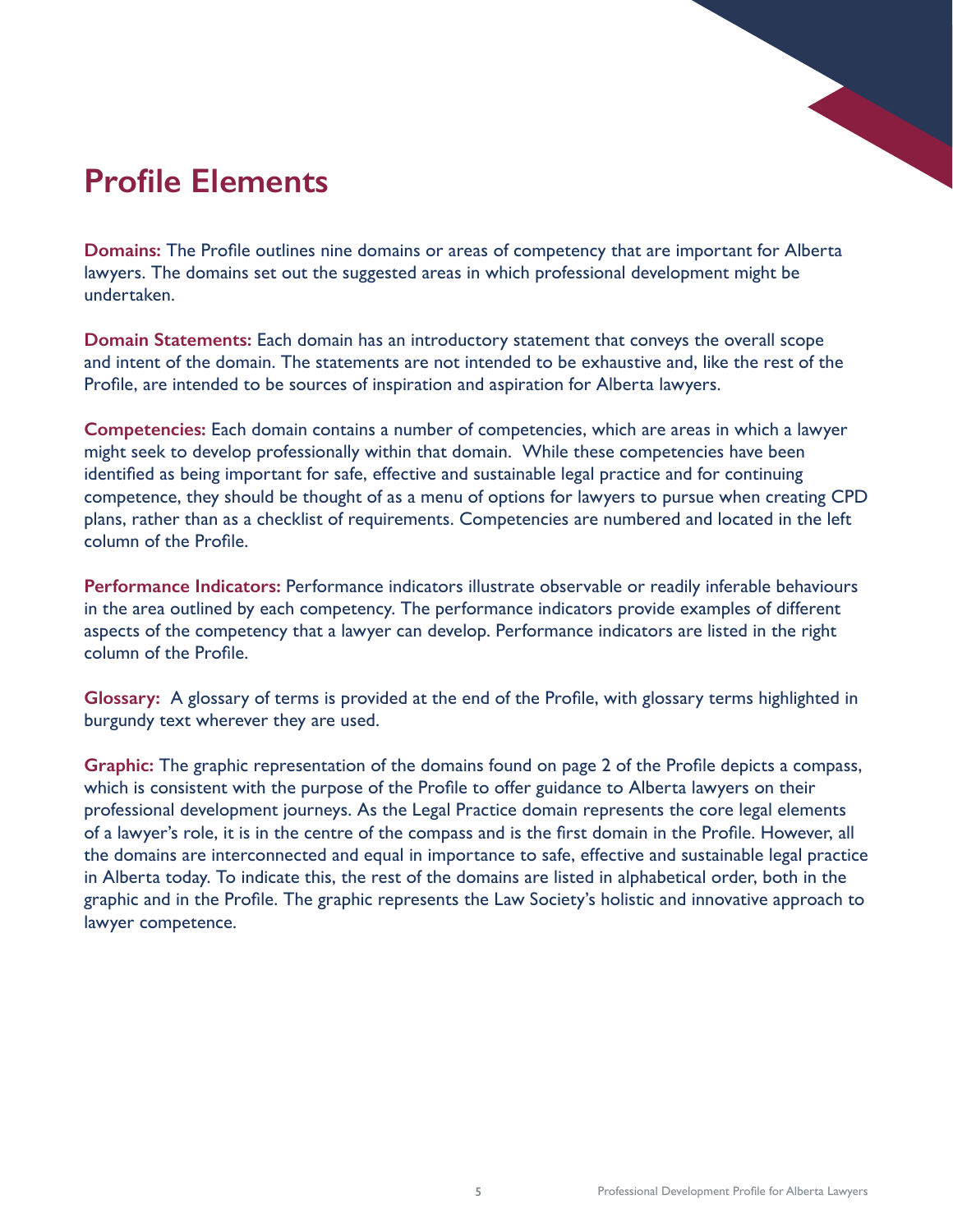# Profile Elements

**Domains:** The Profile outlines nine domains or areas of competency that are important for Alberta lawyers. The domains set out the suggested areas in which professional development might be undertaken.

**Domain Statements:** Each domain has an introductory statement that conveys the overall scope and intent of the domain. The statements are not intended to be exhaustive and, like the rest of the Profile, are intended to be sources of inspiration and aspiration for Alberta lawyers.

**Competencies:** Each domain contains a number of competencies, which are areas in which a lawyer might seek to develop professionally within that domain. While these competencies have been identified as being important for safe, effective and sustainable legal practice and for continuing competence, they should be thought of as a menu of options for lawyers to pursue when creating CPD plans, rather than as a checklist of requirements. Competencies are numbered and located in the left column of the Profile.

**Performance Indicators:** Performance indicators illustrate observable or readily inferable behaviours in the area outlined by each competency. The performance indicators provide examples of different aspects of the competency that a lawyer can develop. Performance indicators are listed in the right column of the Profile.

**Glossary:** A glossary of terms is provided at the end of the Profile, with glossary terms highlighted in burgundy text wherever they are used.

**Graphic:** The graphic representation of the domains found on page 2 of the Profile depicts a compass, which is consistent with the purpose of the Profile to offer guidance to Alberta lawyers on their professional development journeys. As the Legal Practice domain represents the core legal elements of a lawyer's role, it is in the centre of the compass and is the first domain in the Profile. However, all the domains are interconnected and equal in importance to safe, effective and sustainable legal practice in Alberta today. To indicate this, the rest of the domains are listed in alphabetical order, both in the graphic and in the Profile. The graphic represents the Law Society's holistic and innovative approach to lawyer competence.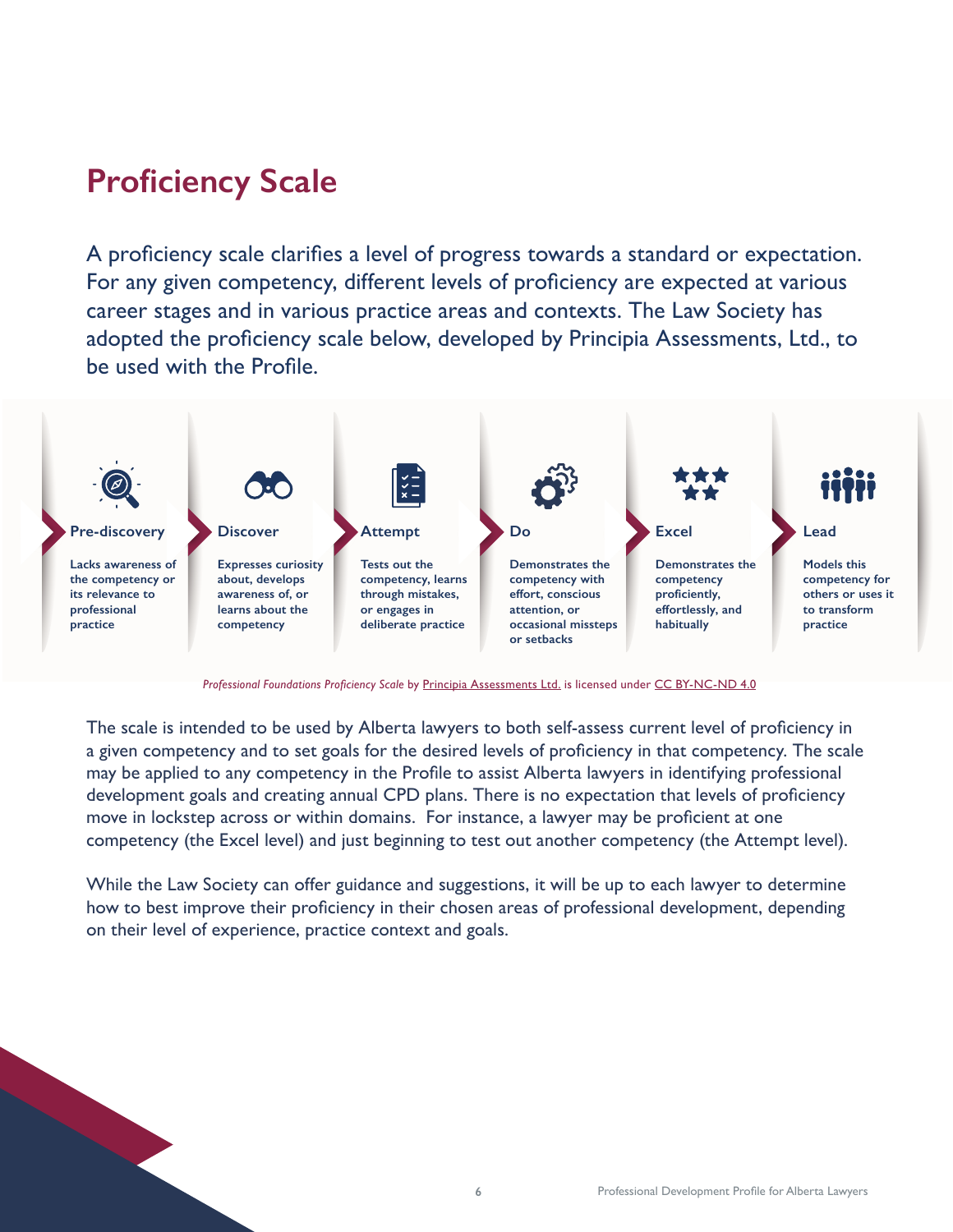## Proficiency Scale

A proficiency scale clarifies a level of progress towards a standard or expectation. For any given competency, different levels of proficiency are expected at various career stages and in various practice areas and contexts. The Law Society has adopted the proficiency scale below, developed by Principia Assessments, Ltd., to be used with the Profile.

**Pre-discovery**

**Lacks awareness of the competency or its relevance to professional practice**

**Discover**

**Expresses curiosity about, develops awareness of, or learns about the competency**

**Attempt**

**Tests out the competency, learns through mistakes, or engages in deliberate practice**

**Do**

**Demonstrates the competency with effort, conscious attention, or occasional missteps or setbacks**

**Excel**

**Demonstrates the competency proficiently, effortlessly, and habitually**

**Lead**

**Models this competency for others or uses it to transform practice**

*Professional Foundations Proficiency Scale* by Principia Assessments Ltd. is licensed under CC BY-NC-ND 4.0

The scale is intended to be used by Alberta lawyers to both self-assess current level of proficiency in a given competency and to set goals for the desired levels of proficiency in that competency. The scale may be applied to any competency in the Profile to assist Alberta lawyers in identifying professional development goals and creating annual CPD plans. There is no expectation that levels of proficiency move in lockstep across or within domains. For instance, a lawyer may be proficient at one competency (the Excel level) and just beginning to test out another competency (the Attempt level).

While the Law Society can offer guidance and suggestions, it will be up to each lawyer to determine how to best improve their proficiency in their chosen areas of professional development, depending on their level of experience, practice context and goals.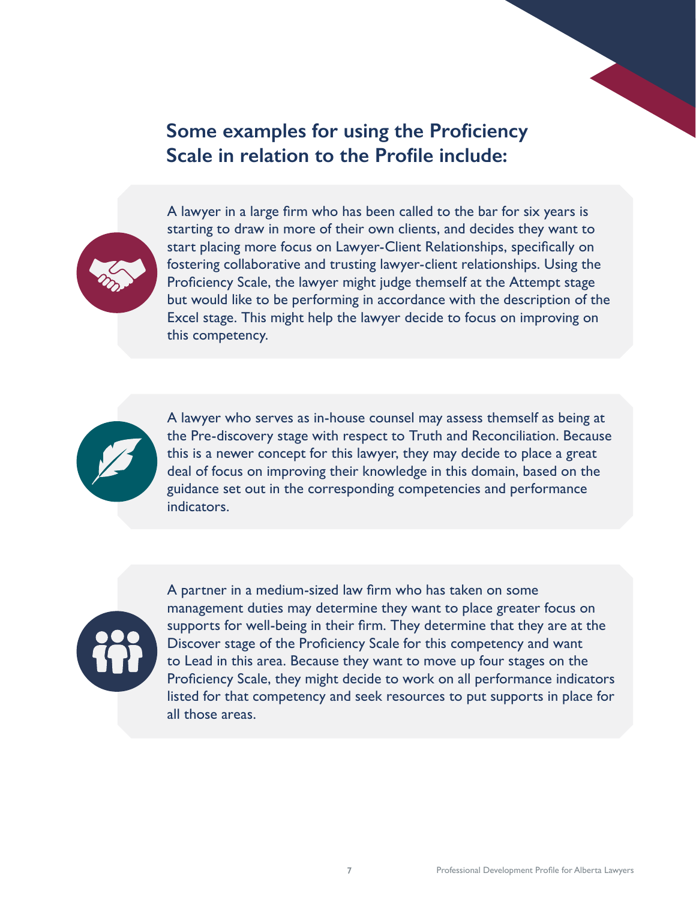## Some examples for using the Proficiency Scale in relation to the Profile include:

A lawyer in a large firm who has been called to the bar for six years is starting to draw in more of their own clients, and decides they want to start placing more focus on Lawyer-Client Relationships, specifically on fostering collaborative and trusting lawyer-client relationships. Using the Proficiency Scale, the lawyer might judge themself at the Attempt stage but would like to be performing in accordance with the description of the Excel stage. This might help the lawyer decide to focus on improving on this competency.

A lawyer who serves as in-house counsel may assess themself as being at the Pre-discovery stage with respect to Truth and Reconciliation. Because this is a newer concept for this lawyer, they may decide to place a great deal of focus on improving their knowledge in this domain, based on the guidance set out in the corresponding competencies and performance indicators.

A partner in a medium-sized law firm who has taken on some management duties may determine they want to place greater focus on supports for well-being in their firm. They determine that they are at the Discover stage of the Proficiency Scale for this competency and want to Lead in this area. Because they want to move up four stages on the Proficiency Scale, they might decide to work on all performance indicators listed for that competency and seek resources to put supports in place for all those areas.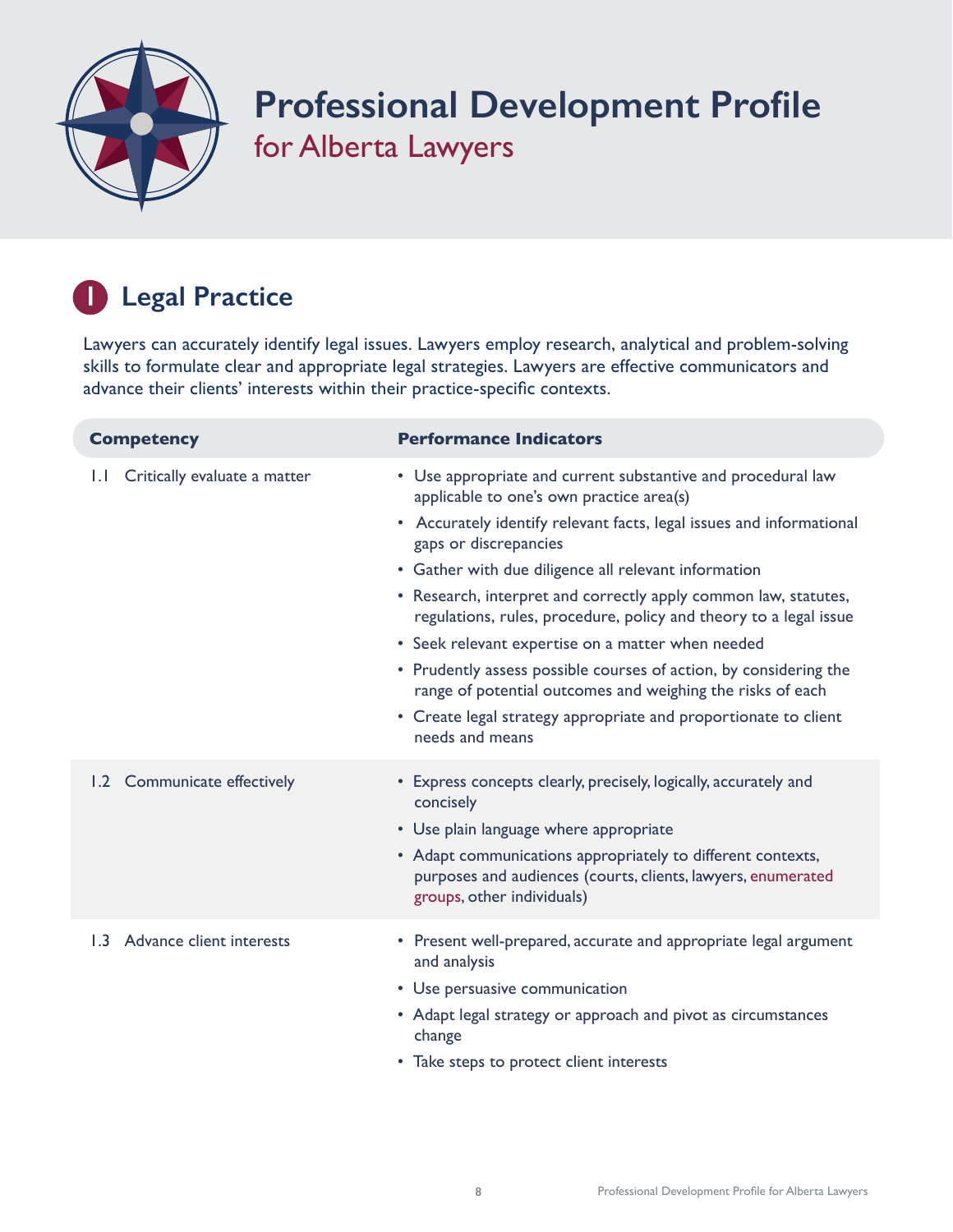# Professional Development Profile
## for Alberta Lawyers

## 1 Legal Practice

Lawyers can accurately identify legal issues. Lawyers employ research, analytical and problem-solving skills to formulate clear and appropriate legal strategies. Lawyers are effective communicators and advance their clients' interests within their practice-specific contexts.

| Competency | Performance Indicators |
|---|---|
| 1.1 Critically evaluate a matter | • Use appropriate and current substantive and procedural law applicable to one's own practice area(s)<br>• Accurately identify relevant facts, legal issues and informational gaps or discrepancies<br>• Gather with due diligence all relevant information<br>• Research, interpret and correctly apply common law, statutes, regulations, rules, procedure, policy and theory to a legal issue<br>• Seek relevant expertise on a matter when needed<br>• Prudently assess possible courses of action, by considering the range of potential outcomes and weighing the risks of each<br>• Create legal strategy appropriate and proportionate to client needs and means |
| 1.2 Communicate effectively | • Express concepts clearly, precisely, logically, accurately and concisely<br>• Use plain language where appropriate<br>• Adapt communications appropriately to different contexts, purposes and audiences (courts, clients, lawyers, enumerated groups, other individuals) |
| 1.3 Advance client interests | • Present well-prepared, accurate and appropriate legal argument and analysis<br>• Use persuasive communication<br>• Adapt legal strategy or approach and pivot as circumstances change<br>• Take steps to protect client interests |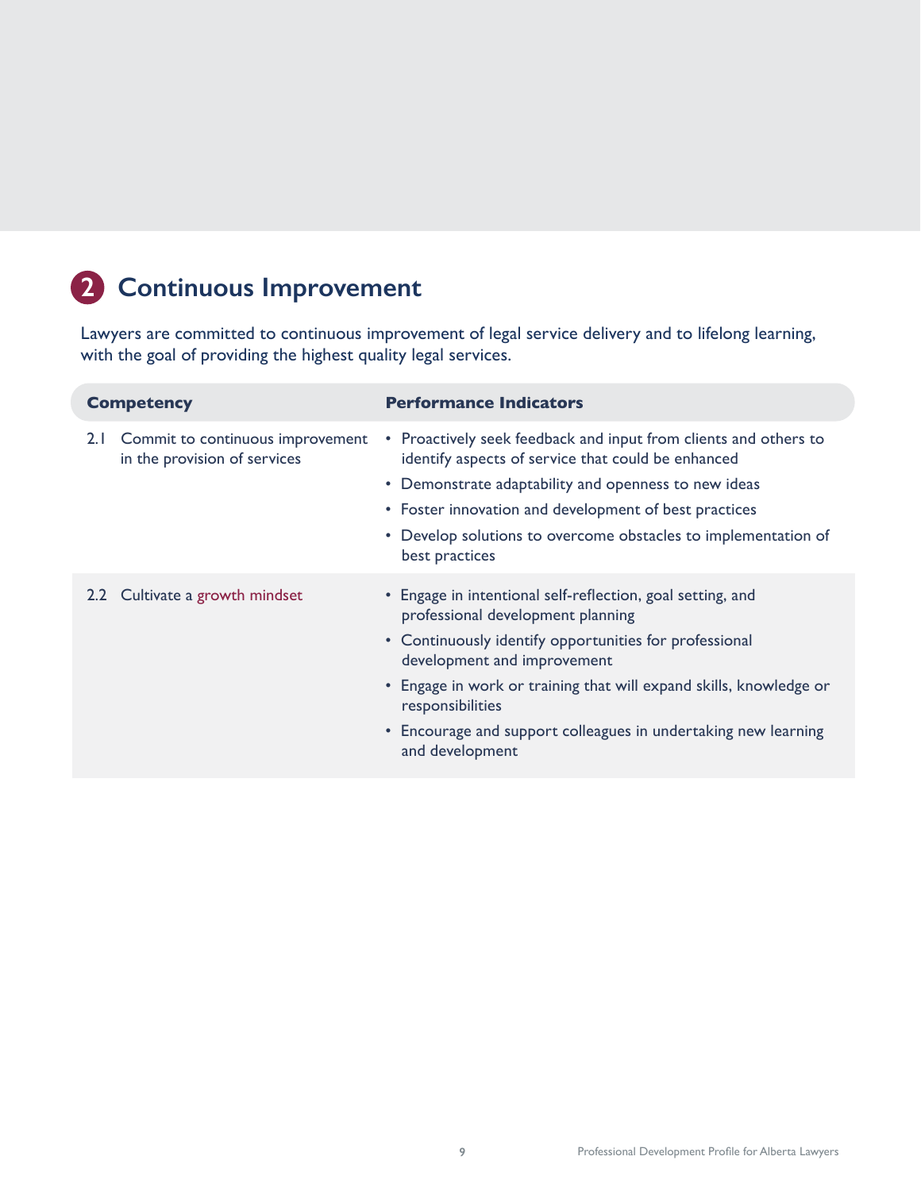## 2 Continuous Improvement

Lawyers are committed to continuous improvement of legal service delivery and to lifelong learning, with the goal of providing the highest quality legal services.

| Competency | Performance Indicators |
|---|---|
| 2.1 Commit to continuous improvement in the provision of services | • Proactively seek feedback and input from clients and others to identify aspects of service that could be enhanced<br>• Demonstrate adaptability and openness to new ideas<br>• Foster innovation and development of best practices<br>• Develop solutions to overcome obstacles to implementation of best practices |
| 2.2 Cultivate a growth mindset | • Engage in intentional self-reflection, goal setting, and professional development planning<br>• Continuously identify opportunities for professional development and improvement<br>• Engage in work or training that will expand skills, knowledge or responsibilities<br>• Encourage and support colleagues in undertaking new learning and development |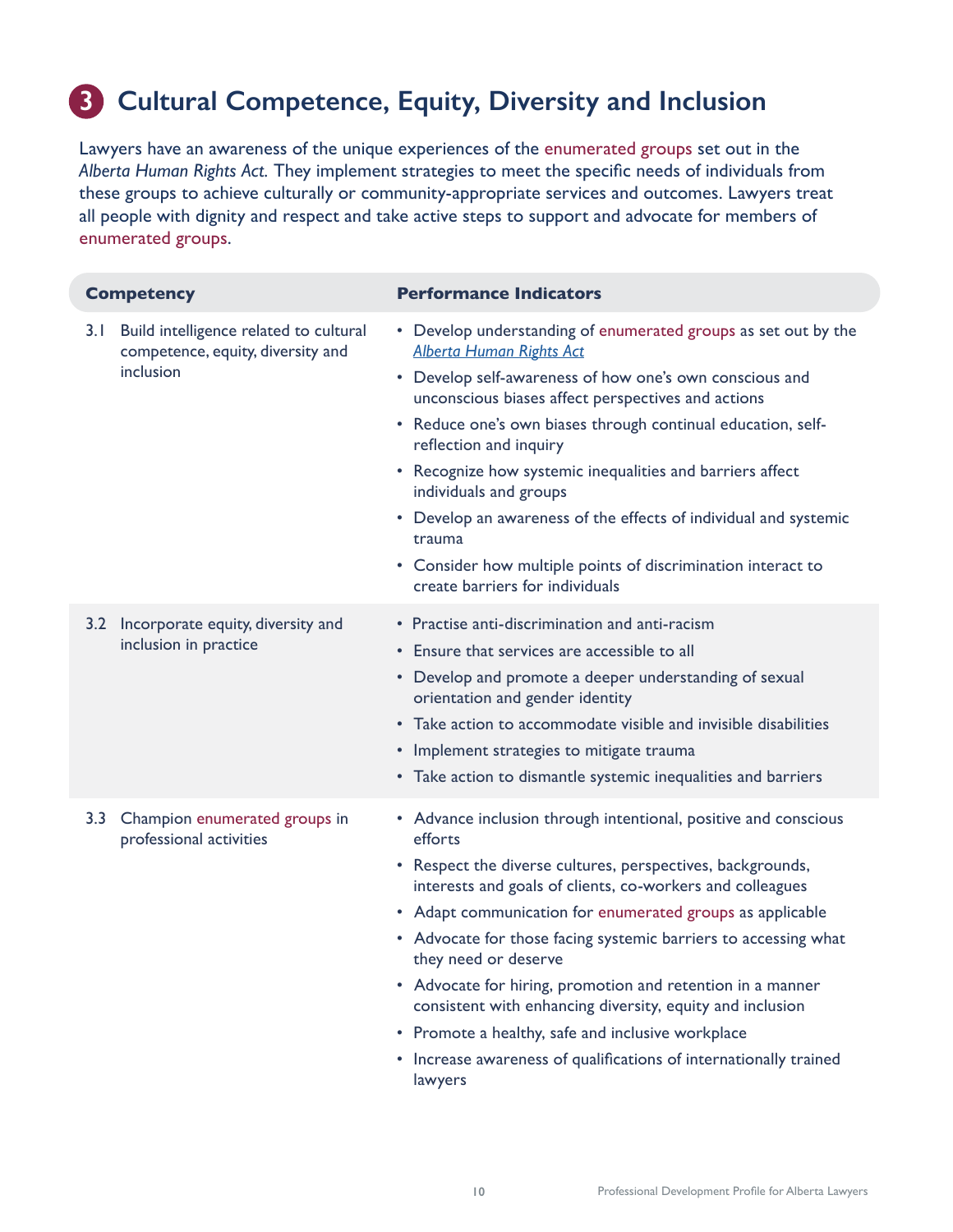# 3 Cultural Competence, Equity, Diversity and Inclusion

Lawyers have an awareness of the unique experiences of the enumerated groups set out in the *Alberta Human Rights Act.* They implement strategies to meet the specific needs of individuals from these groups to achieve culturally or community-appropriate services and outcomes. Lawyers treat all people with dignity and respect and take active steps to support and advocate for members of enumerated groups.

| Competency | Performance Indicators |
| --- | --- |
| 3.1 Build intelligence related to cultural competence, equity, diversity and inclusion | • Develop understanding of enumerated groups as set out by the *Alberta Human Rights Act*<br>• Develop self-awareness of how one's own conscious and unconscious biases affect perspectives and actions<br>• Reduce one's own biases through continual education, self-reflection and inquiry<br>• Recognize how systemic inequalities and barriers affect individuals and groups<br>• Develop an awareness of the effects of individual and systemic trauma<br>• Consider how multiple points of discrimination interact to create barriers for individuals |
| 3.2 Incorporate equity, diversity and inclusion in practice | • Practise anti-discrimination and anti-racism<br>• Ensure that services are accessible to all<br>• Develop and promote a deeper understanding of sexual orientation and gender identity<br>• Take action to accommodate visible and invisible disabilities<br>• Implement strategies to mitigate trauma<br>• Take action to dismantle systemic inequalities and barriers |
| 3.3 Champion enumerated groups in professional activities | • Advance inclusion through intentional, positive and conscious efforts<br>• Respect the diverse cultures, perspectives, backgrounds, interests and goals of clients, co-workers and colleagues<br>• Adapt communication for enumerated groups as applicable<br>• Advocate for those facing systemic barriers to accessing what they need or deserve<br>• Advocate for hiring, promotion and retention in a manner consistent with enhancing diversity, equity and inclusion<br>• Promote a healthy, safe and inclusive workplace<br>• Increase awareness of qualifications of internationally trained lawyers |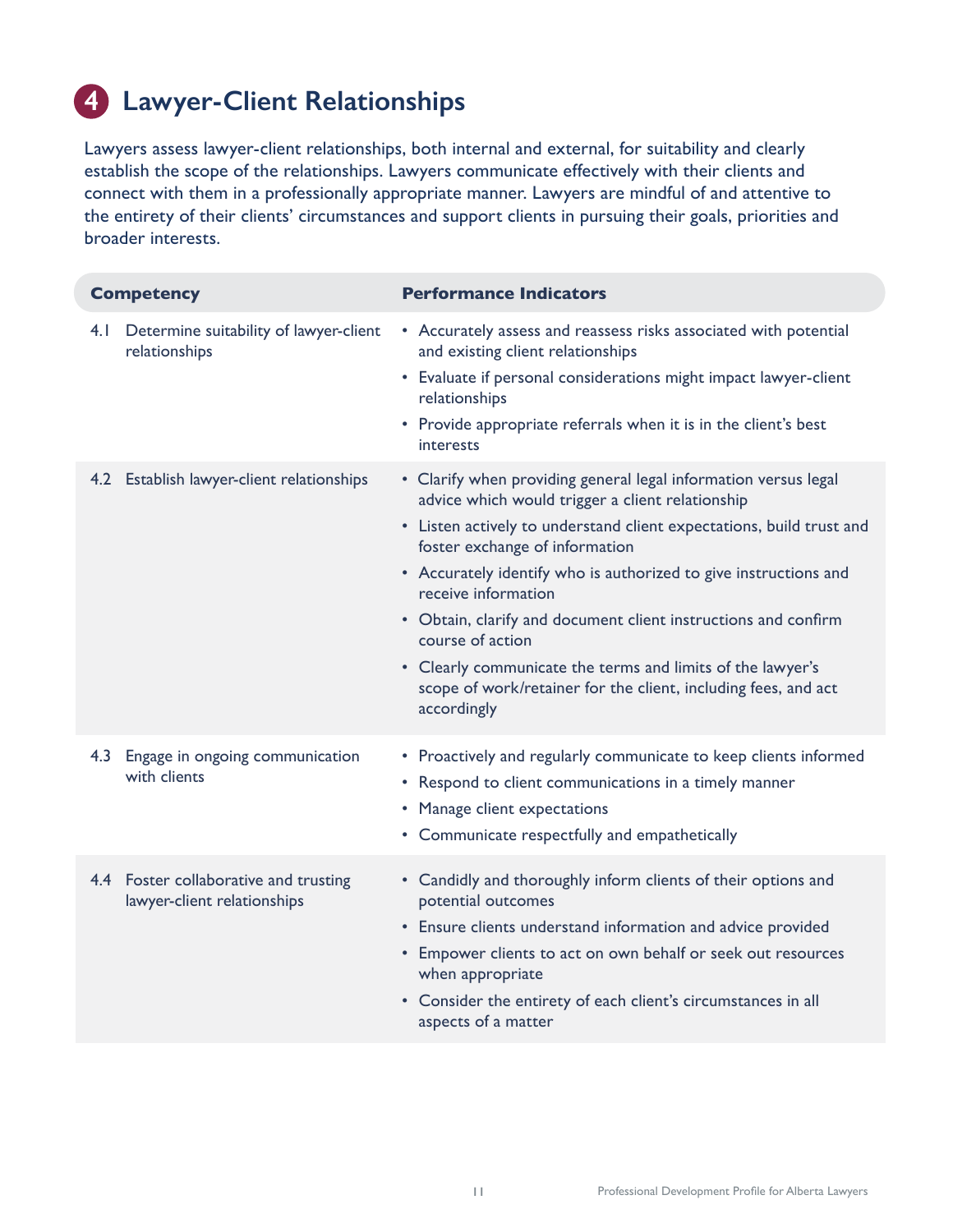# 4 Lawyer-Client Relationships

Lawyers assess lawyer-client relationships, both internal and external, for suitability and clearly establish the scope of the relationships. Lawyers communicate effectively with their clients and connect with them in a professionally appropriate manner. Lawyers are mindful of and attentive to the entirety of their clients' circumstances and support clients in pursuing their goals, priorities and broader interests.

| Competency | Performance Indicators |
| --- | --- |
| 4.1 Determine suitability of lawyer-client relationships | • Accurately assess and reassess risks associated with potential and existing client relationships<br>• Evaluate if personal considerations might impact lawyer-client relationships<br>• Provide appropriate referrals when it is in the client's best interests |
| 4.2 Establish lawyer-client relationships | • Clarify when providing general legal information versus legal advice which would trigger a client relationship<br>• Listen actively to understand client expectations, build trust and foster exchange of information<br>• Accurately identify who is authorized to give instructions and receive information<br>• Obtain, clarify and document client instructions and confirm course of action<br>• Clearly communicate the terms and limits of the lawyer's scope of work/retainer for the client, including fees, and act accordingly |
| 4.3 Engage in ongoing communication with clients | • Proactively and regularly communicate to keep clients informed<br>• Respond to client communications in a timely manner<br>• Manage client expectations<br>• Communicate respectfully and empathetically |
| 4.4 Foster collaborative and trusting lawyer-client relationships | • Candidly and thoroughly inform clients of their options and potential outcomes<br>• Ensure clients understand information and advice provided<br>• Empower clients to act on own behalf or seek out resources when appropriate<br>• Consider the entirety of each client's circumstances in all aspects of a matter |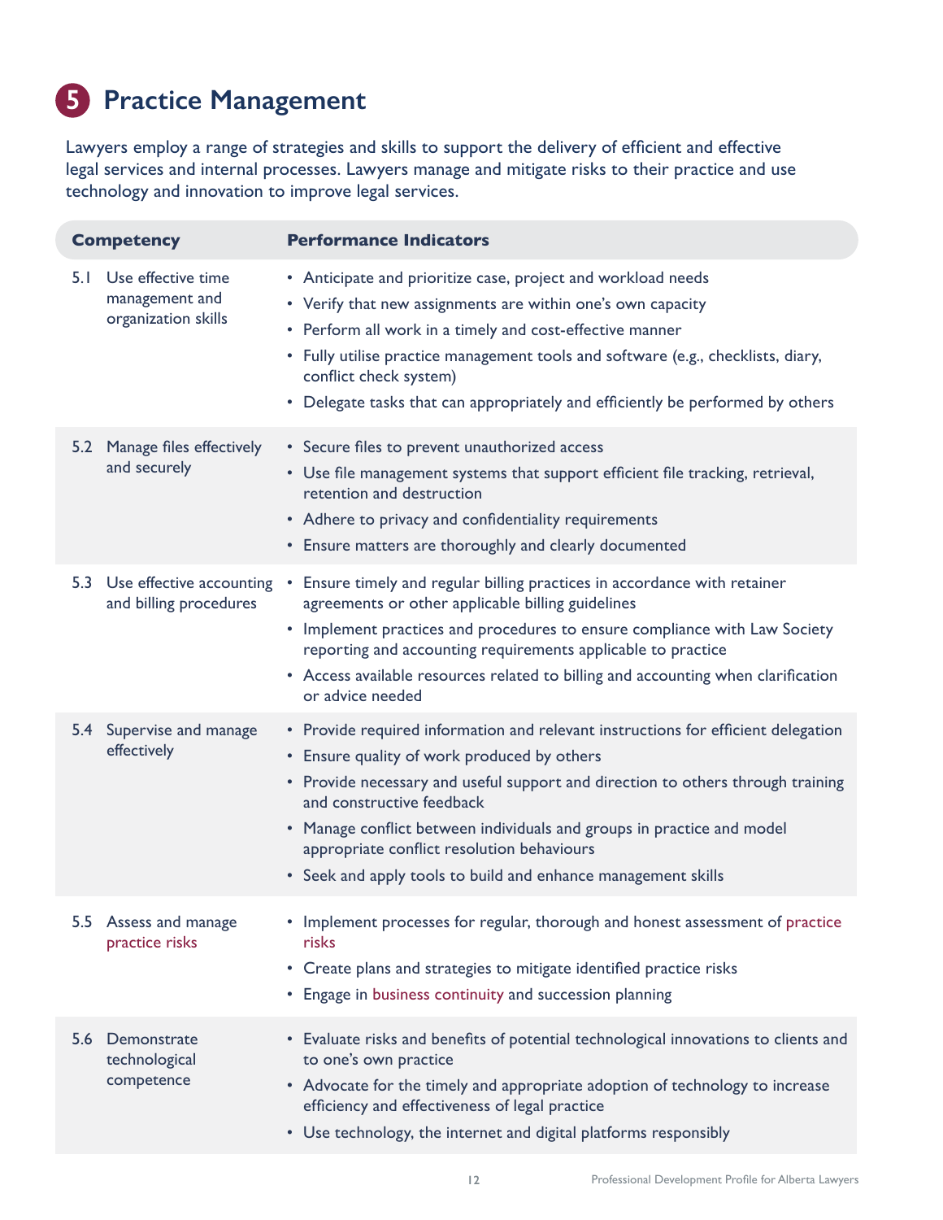# 5 Practice Management

Lawyers employ a range of strategies and skills to support the delivery of efficient and effective legal services and internal processes. Lawyers manage and mitigate risks to their practice and use technology and innovation to improve legal services.

| Competency | Performance Indicators |
| --- | --- |
| 5.1 Use effective time management and organization skills | • Anticipate and prioritize case, project and workload needs<br>• Verify that new assignments are within one's own capacity<br>• Perform all work in a timely and cost-effective manner<br>• Fully utilise practice management tools and software (e.g., checklists, diary, conflict check system)<br>• Delegate tasks that can appropriately and efficiently be performed by others |
| 5.2 Manage files effectively and securely | • Secure files to prevent unauthorized access<br>• Use file management systems that support efficient file tracking, retrieval, retention and destruction<br>• Adhere to privacy and confidentiality requirements<br>• Ensure matters are thoroughly and clearly documented |
| 5.3 Use effective accounting and billing procedures | • Ensure timely and regular billing practices in accordance with retainer agreements or other applicable billing guidelines<br>• Implement practices and procedures to ensure compliance with Law Society reporting and accounting requirements applicable to practice<br>• Access available resources related to billing and accounting when clarification or advice needed |
| 5.4 Supervise and manage effectively | • Provide required information and relevant instructions for efficient delegation<br>• Ensure quality of work produced by others<br>• Provide necessary and useful support and direction to others through training and constructive feedback<br>• Manage conflict between individuals and groups in practice and model appropriate conflict resolution behaviours<br>• Seek and apply tools to build and enhance management skills |
| 5.5 Assess and manage practice risks | • Implement processes for regular, thorough and honest assessment of practice risks<br>• Create plans and strategies to mitigate identified practice risks<br>• Engage in business continuity and succession planning |
| 5.6 Demonstrate technological competence | • Evaluate risks and benefits of potential technological innovations to clients and to one's own practice<br>• Advocate for the timely and appropriate adoption of technology to increase efficiency and effectiveness of legal practice<br>• Use technology, the internet and digital platforms responsibly |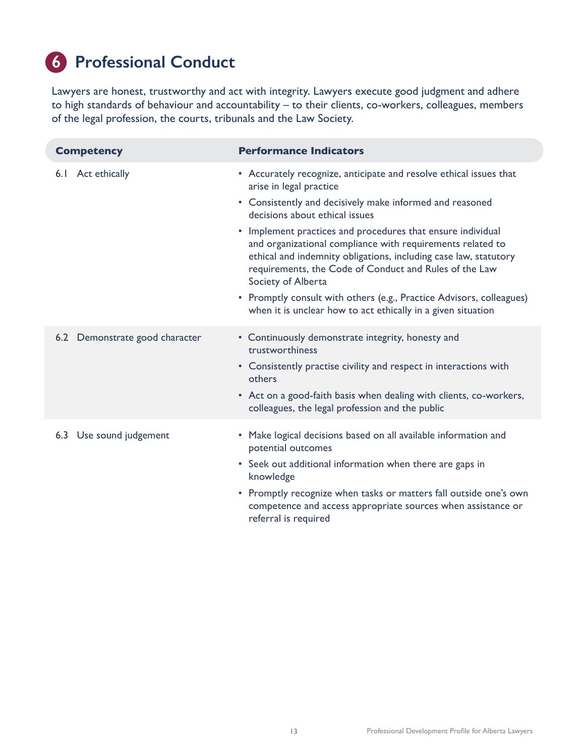# 6 Professional Conduct

Lawyers are honest, trustworthy and act with integrity. Lawyers execute good judgment and adhere to high standards of behaviour and accountability – to their clients, co-workers, colleagues, members of the legal profession, the courts, tribunals and the Law Society.

| Competency | Performance Indicators |
|---|---|
| 6.1 Act ethically | • Accurately recognize, anticipate and resolve ethical issues that arise in legal practice<br>• Consistently and decisively make informed and reasoned decisions about ethical issues<br>• Implement practices and procedures that ensure individual and organizational compliance with requirements related to ethical and indemnity obligations, including case law, statutory requirements, the Code of Conduct and Rules of the Law Society of Alberta<br>• Promptly consult with others (e.g., Practice Advisors, colleagues) when it is unclear how to act ethically in a given situation |
| 6.2 Demonstrate good character | • Continuously demonstrate integrity, honesty and trustworthiness<br>• Consistently practise civility and respect in interactions with others<br>• Act on a good-faith basis when dealing with clients, co-workers, colleagues, the legal profession and the public |
| 6.3 Use sound judgement | • Make logical decisions based on all available information and potential outcomes<br>• Seek out additional information when there are gaps in knowledge<br>• Promptly recognize when tasks or matters fall outside one's own competence and access appropriate sources when assistance or referral is required |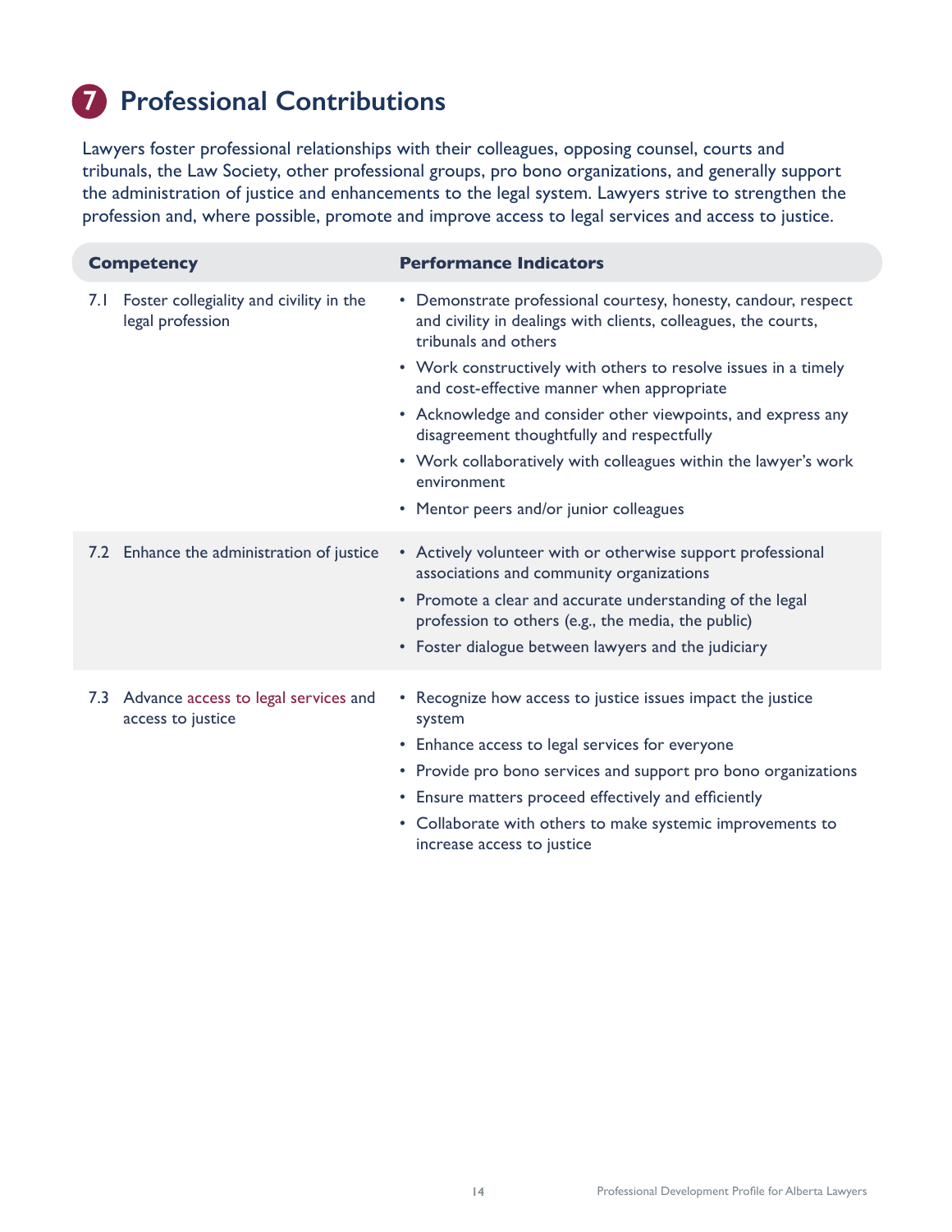## 7 Professional Contributions

Lawyers foster professional relationships with their colleagues, opposing counsel, courts and tribunals, the Law Society, other professional groups, pro bono organizations, and generally support the administration of justice and enhancements to the legal system. Lawyers strive to strengthen the profession and, where possible, promote and improve access to legal services and access to justice.

| Competency | Performance Indicators |
| --- | --- |
| 7.1 Foster collegiality and civility in the legal profession | • Demonstrate professional courtesy, honesty, candour, respect and civility in dealings with clients, colleagues, the courts, tribunals and others<br>• Work constructively with others to resolve issues in a timely and cost-effective manner when appropriate<br>• Acknowledge and consider other viewpoints, and express any disagreement thoughtfully and respectfully<br>• Work collaboratively with colleagues within the lawyer's work environment<br>• Mentor peers and/or junior colleagues |
| 7.2 Enhance the administration of justice | • Actively volunteer with or otherwise support professional associations and community organizations<br>• Promote a clear and accurate understanding of the legal profession to others (e.g., the media, the public)<br>• Foster dialogue between lawyers and the judiciary |
| 7.3 Advance access to legal services and access to justice | • Recognize how access to justice issues impact the justice system<br>• Enhance access to legal services for everyone<br>• Provide pro bono services and support pro bono organizations<br>• Ensure matters proceed effectively and efficiently<br>• Collaborate with others to make systemic improvements to increase access to justice |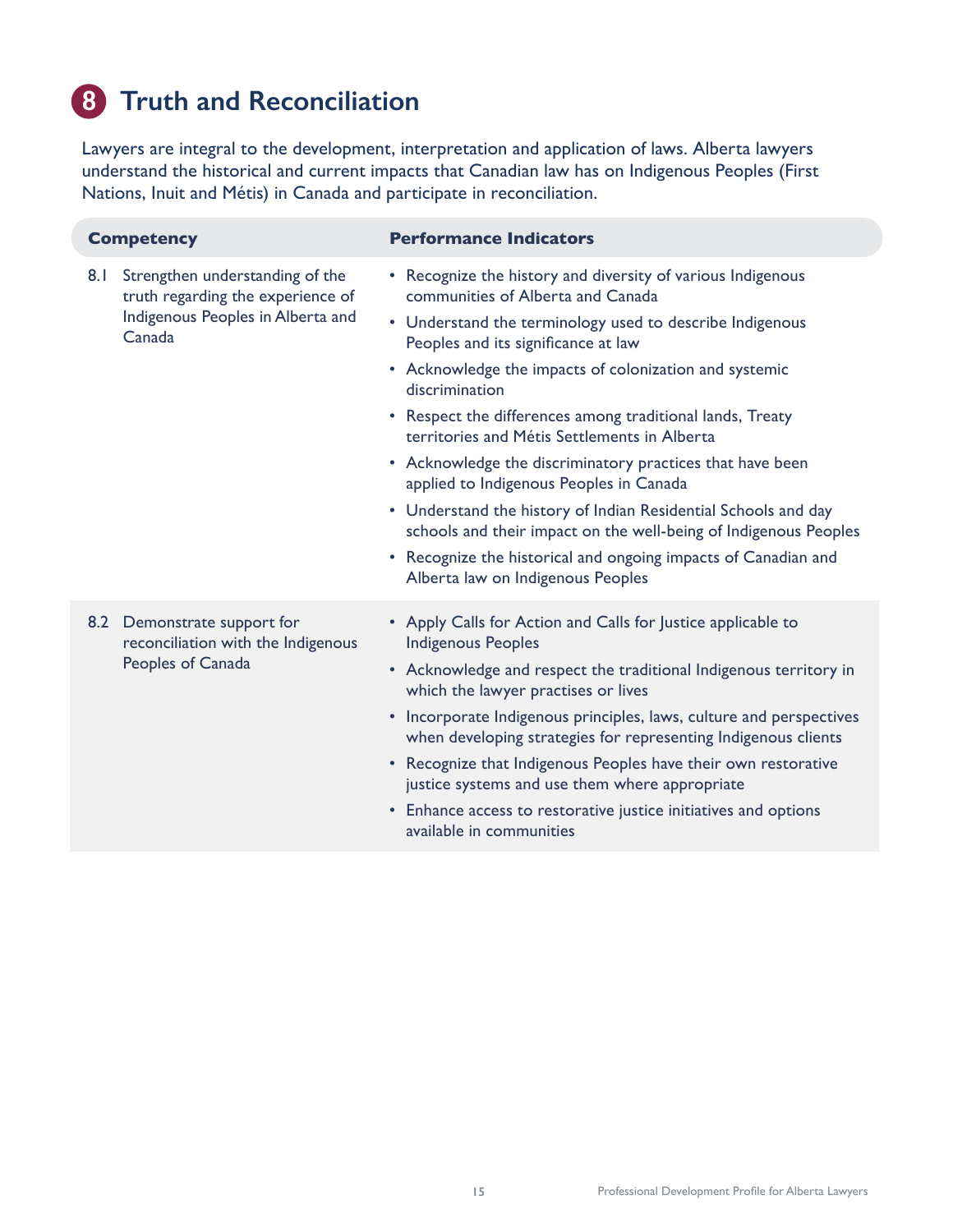# 8 Truth and Reconciliation

Lawyers are integral to the development, interpretation and application of laws. Alberta lawyers understand the historical and current impacts that Canadian law has on Indigenous Peoples (First Nations, Inuit and Métis) in Canada and participate in reconciliation.

| Competency | Performance Indicators |
| --- | --- |
| 8.1 Strengthen understanding of the truth regarding the experience of Indigenous Peoples in Alberta and Canada | • Recognize the history and diversity of various Indigenous communities of Alberta and Canada<br>• Understand the terminology used to describe Indigenous Peoples and its significance at law<br>• Acknowledge the impacts of colonization and systemic discrimination<br>• Respect the differences among traditional lands, Treaty territories and Métis Settlements in Alberta<br>• Acknowledge the discriminatory practices that have been applied to Indigenous Peoples in Canada<br>• Understand the history of Indian Residential Schools and day schools and their impact on the well-being of Indigenous Peoples<br>• Recognize the historical and ongoing impacts of Canadian and Alberta law on Indigenous Peoples |
| 8.2 Demonstrate support for reconciliation with the Indigenous Peoples of Canada | • Apply Calls for Action and Calls for Justice applicable to Indigenous Peoples<br>• Acknowledge and respect the traditional Indigenous territory in which the lawyer practises or lives<br>• Incorporate Indigenous principles, laws, culture and perspectives when developing strategies for representing Indigenous clients<br>• Recognize that Indigenous Peoples have their own restorative justice systems and use them where appropriate<br>• Enhance access to restorative justice initiatives and options available in communities |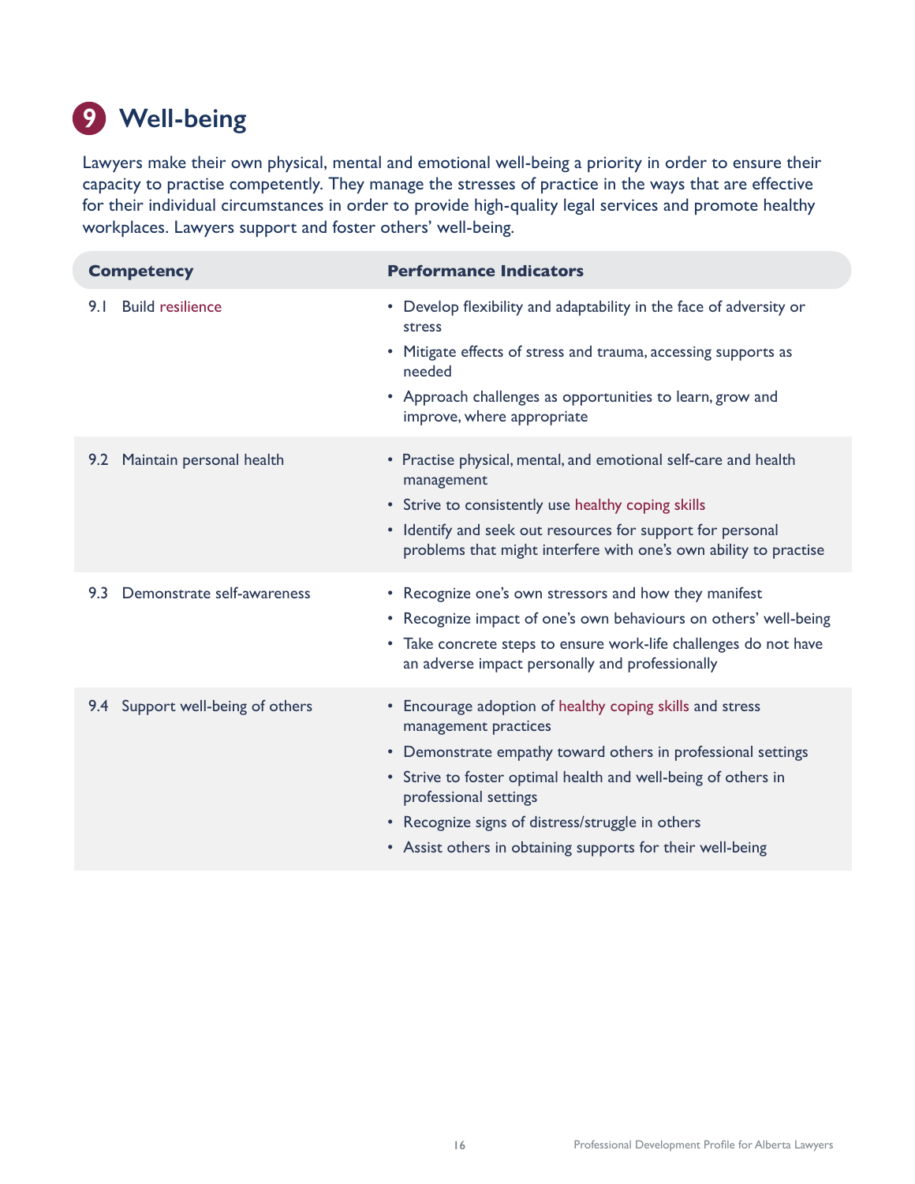# 9 Well-being

Lawyers make their own physical, mental and emotional well-being a priority in order to ensure their capacity to practise competently. They manage the stresses of practice in the ways that are effective for their individual circumstances in order to provide high-quality legal services and promote healthy workplaces. Lawyers support and foster others' well-being.

| Competency | Performance Indicators |
|---|---|
| 9.1 Build resilience | • Develop flexibility and adaptability in the face of adversity or stress<br>• Mitigate effects of stress and trauma, accessing supports as needed<br>• Approach challenges as opportunities to learn, grow and improve, where appropriate |
| 9.2 Maintain personal health | • Practise physical, mental, and emotional self-care and health management<br>• Strive to consistently use healthy coping skills<br>• Identify and seek out resources for support for personal problems that might interfere with one's own ability to practise |
| 9.3 Demonstrate self-awareness | • Recognize one's own stressors and how they manifest<br>• Recognize impact of one's own behaviours on others' well-being<br>• Take concrete steps to ensure work-life challenges do not have an adverse impact personally and professionally |
| 9.4 Support well-being of others | • Encourage adoption of healthy coping skills and stress management practices<br>• Demonstrate empathy toward others in professional settings<br>• Strive to foster optimal health and well-being of others in professional settings<br>• Recognize signs of distress/struggle in others<br>• Assist others in obtaining supports for their well-being |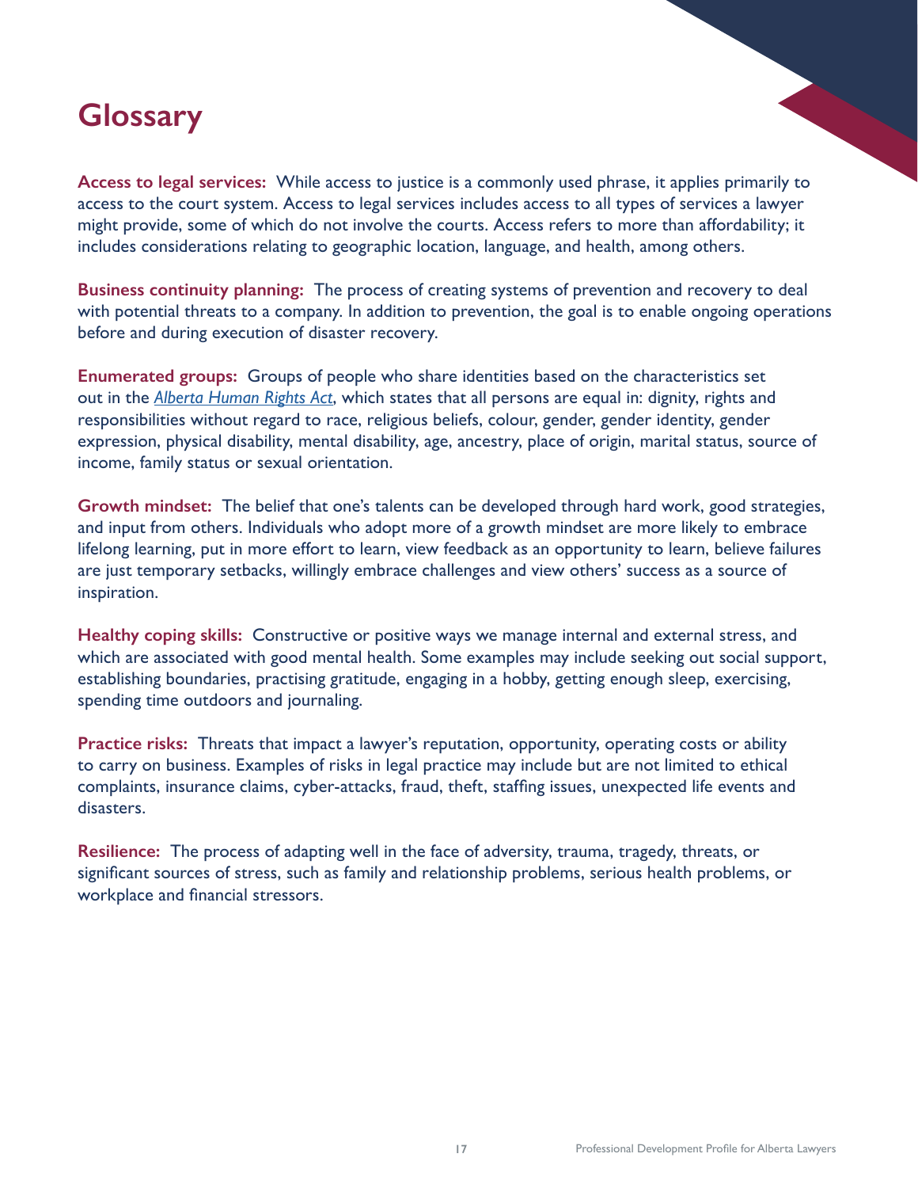# Glossary

**Access to legal services:** While access to justice is a commonly used phrase, it applies primarily to access to the court system. Access to legal services includes access to all types of services a lawyer might provide, some of which do not involve the courts. Access refers to more than affordability; it includes considerations relating to geographic location, language, and health, among others.

**Business continuity planning:** The process of creating systems of prevention and recovery to deal with potential threats to a company. In addition to prevention, the goal is to enable ongoing operations before and during execution of disaster recovery.

**Enumerated groups:** Groups of people who share identities based on the characteristics set out in the *Alberta Human Rights Act*, which states that all persons are equal in: dignity, rights and responsibilities without regard to race, religious beliefs, colour, gender, gender identity, gender expression, physical disability, mental disability, age, ancestry, place of origin, marital status, source of income, family status or sexual orientation.

**Growth mindset:** The belief that one's talents can be developed through hard work, good strategies, and input from others. Individuals who adopt more of a growth mindset are more likely to embrace lifelong learning, put in more effort to learn, view feedback as an opportunity to learn, believe failures are just temporary setbacks, willingly embrace challenges and view others' success as a source of inspiration.

**Healthy coping skills:** Constructive or positive ways we manage internal and external stress, and which are associated with good mental health. Some examples may include seeking out social support, establishing boundaries, practising gratitude, engaging in a hobby, getting enough sleep, exercising, spending time outdoors and journaling.

**Practice risks:** Threats that impact a lawyer's reputation, opportunity, operating costs or ability to carry on business. Examples of risks in legal practice may include but are not limited to ethical complaints, insurance claims, cyber-attacks, fraud, theft, staffing issues, unexpected life events and disasters.

**Resilience:** The process of adapting well in the face of adversity, trauma, tragedy, threats, or significant sources of stress, such as family and relationship problems, serious health problems, or workplace and financial stressors.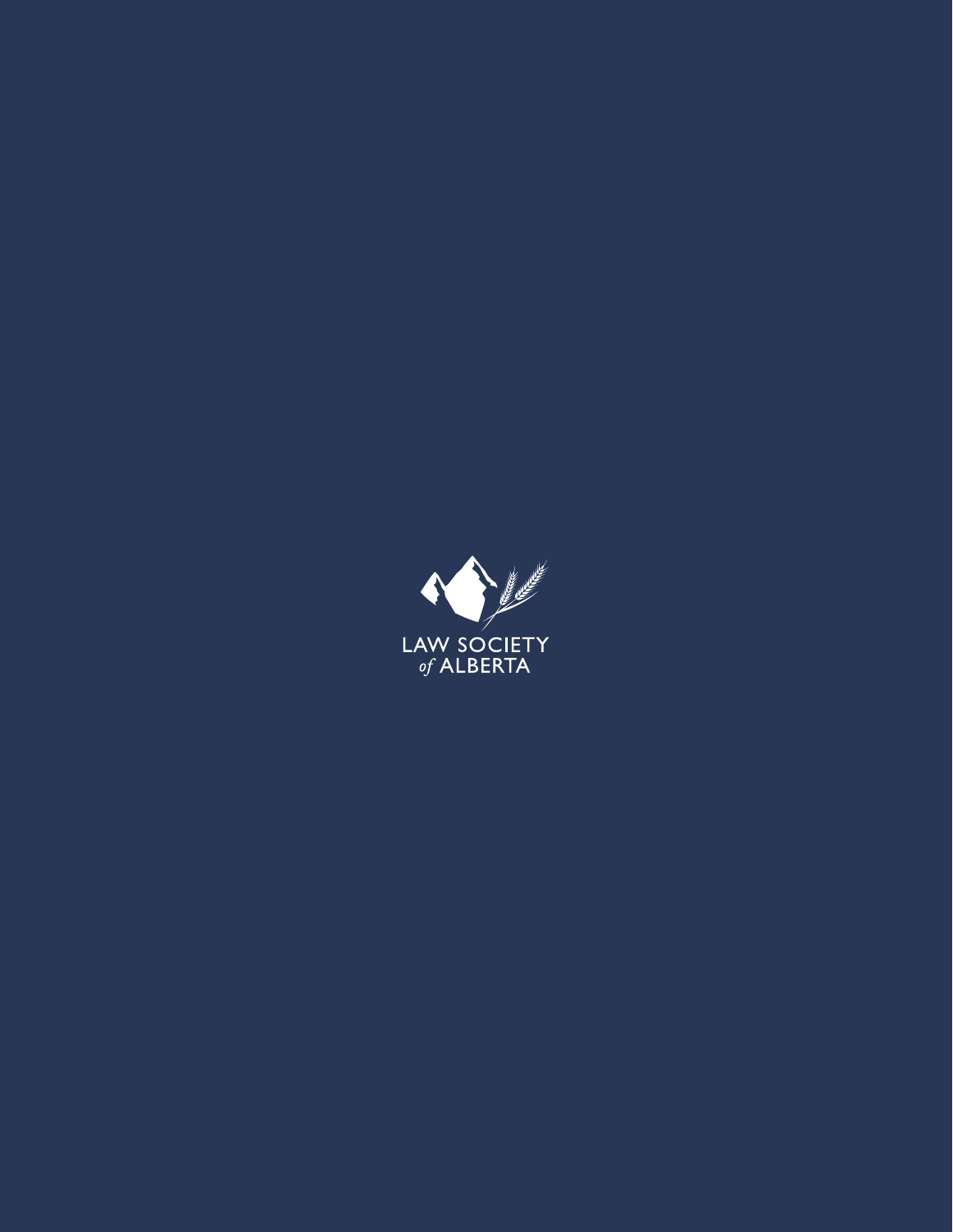LAW SOCIETY
*of* ALBERTA